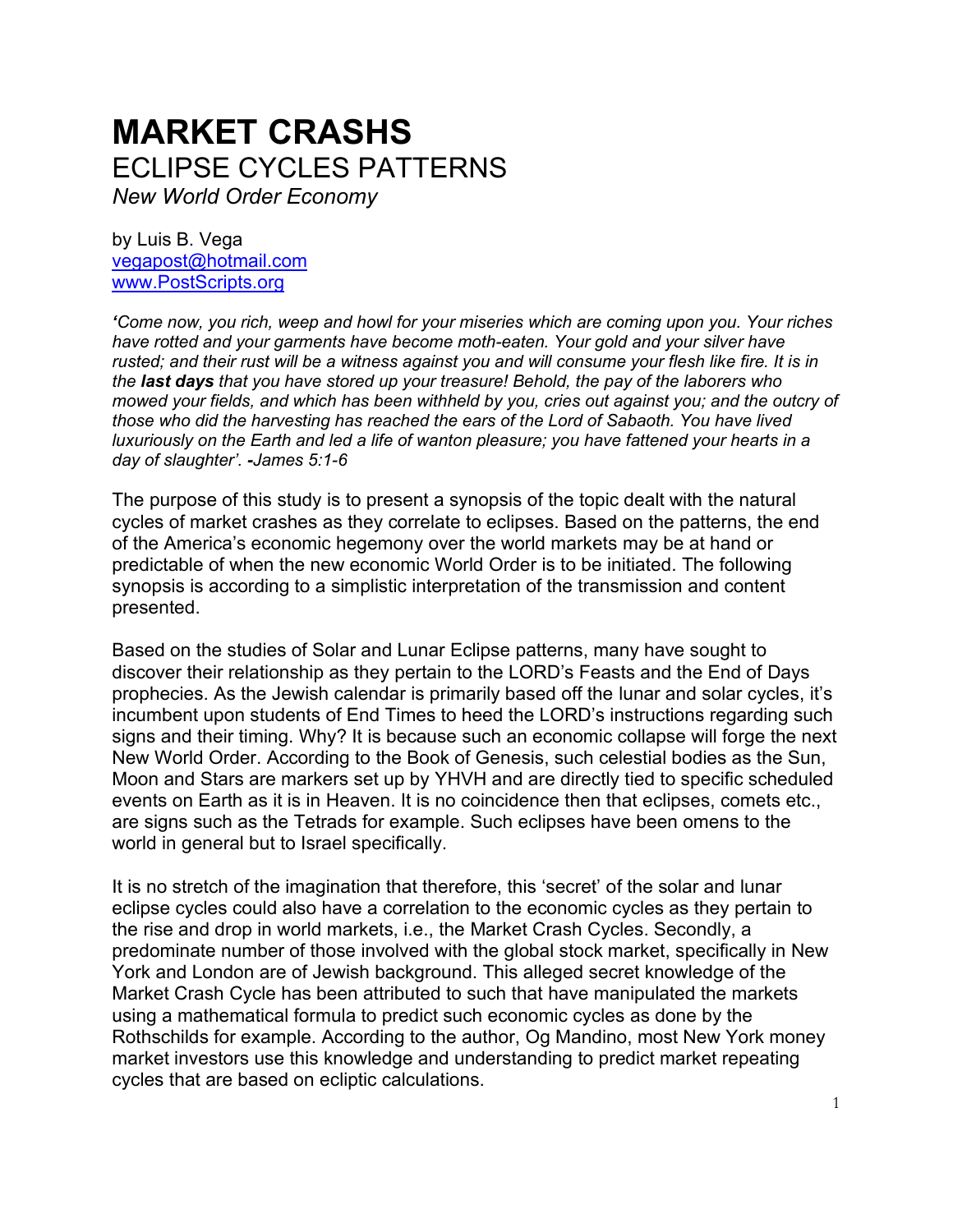# MARKET CRASHS

## ECLIPSE CYCLES PATTERNS

*New World Order Economy*

by Luis B. Vega
vegapost@hotmail.com
www.PostScripts.org

***'****Come now, you rich, weep and howl for your miseries which are coming upon you. Your riches have rotted and your garments have become moth-eaten. Your gold and your silver have rusted; and their rust will be a witness against you and will consume your flesh like fire. It is in the* ***last days*** *that you have stored up your treasure! Behold, the pay of the laborers who mowed your fields, and which has been withheld by you, cries out against you; and the outcry of those who did the harvesting has reached the ears of the Lord of Sabaoth. You have lived luxuriously on the Earth and led a life of wanton pleasure; you have fattened your hearts in a day of slaughter'.* ***-****James 5:1-6*

The purpose of this study is to present a synopsis of the topic dealt with the natural cycles of market crashes as they correlate to eclipses. Based on the patterns, the end of the America's economic hegemony over the world markets may be at hand or predictable of when the new economic World Order is to be initiated. The following synopsis is according to a simplistic interpretation of the transmission and content presented.

Based on the studies of Solar and Lunar Eclipse patterns, many have sought to discover their relationship as they pertain to the LORD's Feasts and the End of Days prophecies. As the Jewish calendar is primarily based off the lunar and solar cycles, it's incumbent upon students of End Times to heed the LORD's instructions regarding such signs and their timing. Why? It is because such an economic collapse will forge the next New World Order. According to the Book of Genesis, such celestial bodies as the Sun, Moon and Stars are markers set up by YHVH and are directly tied to specific scheduled events on Earth as it is in Heaven. It is no coincidence then that eclipses, comets etc., are signs such as the Tetrads for example. Such eclipses have been omens to the world in general but to Israel specifically.

It is no stretch of the imagination that therefore, this 'secret' of the solar and lunar eclipse cycles could also have a correlation to the economic cycles as they pertain to the rise and drop in world markets, i.e., the Market Crash Cycles. Secondly, a predominate number of those involved with the global stock market, specifically in New York and London are of Jewish background. This alleged secret knowledge of the Market Crash Cycle has been attributed to such that have manipulated the markets using a mathematical formula to predict such economic cycles as done by the Rothschilds for example. According to the author, Og Mandino, most New York money market investors use this knowledge and understanding to predict market repeating cycles that are based on ecliptic calculations.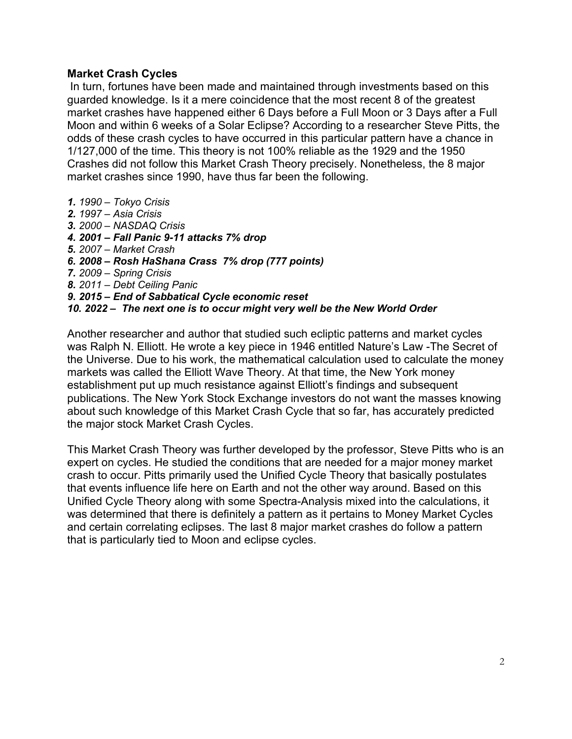**Market Crash Cycles**

In turn, fortunes have been made and maintained through investments based on this guarded knowledge. Is it a mere coincidence that the most recent 8 of the greatest market crashes have happened either 6 Days before a Full Moon or 3 Days after a Full Moon and within 6 weeks of a Solar Eclipse? According to a researcher Steve Pitts, the odds of these crash cycles to have occurred in this particular pattern have a chance in 1/127,000 of the time. This theory is not 100% reliable as the 1929 and the 1950 Crashes did not follow this Market Crash Theory precisely. Nonetheless, the 8 major market crashes since 1990, have thus far been the following.

***1.** 1990 – Tokyo Crisis*
***2.** 1997 – Asia Crisis*
***3.** 2000 – NASDAQ Crisis*
***4. 2001 – Fall Panic 9-11 attacks 7% drop***
***5.** 2007 – Market Crash*
***6. 2008 – Rosh HaShana Crass 7% drop (777 points)***
***7.** 2009 – Spring Crisis*
***8.** 2011 – Debt Ceiling Panic*
***9. 2015 – End of Sabbatical Cycle economic reset***
***10. 2022 – The next one is to occur might very well be the New World Order***

Another researcher and author that studied such ecliptic patterns and market cycles was Ralph N. Elliott. He wrote a key piece in 1946 entitled Nature's Law -The Secret of the Universe. Due to his work, the mathematical calculation used to calculate the money markets was called the Elliott Wave Theory. At that time, the New York money establishment put up much resistance against Elliott's findings and subsequent publications. The New York Stock Exchange investors do not want the masses knowing about such knowledge of this Market Crash Cycle that so far, has accurately predicted the major stock Market Crash Cycles.

This Market Crash Theory was further developed by the professor, Steve Pitts who is an expert on cycles. He studied the conditions that are needed for a major money market crash to occur. Pitts primarily used the Unified Cycle Theory that basically postulates that events influence life here on Earth and not the other way around. Based on this Unified Cycle Theory along with some Spectra-Analysis mixed into the calculations, it was determined that there is definitely a pattern as it pertains to Money Market Cycles and certain correlating eclipses. The last 8 major market crashes do follow a pattern that is particularly tied to Moon and eclipse cycles.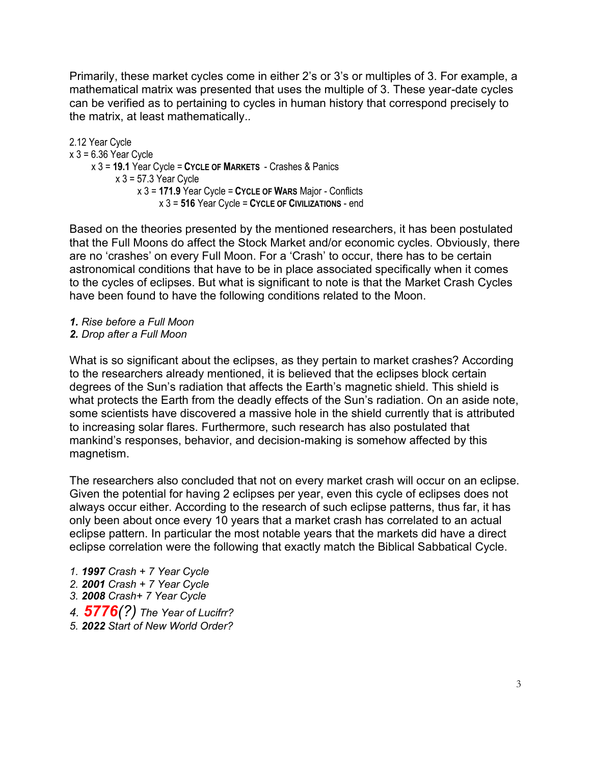Primarily, these market cycles come in either 2's or 3's or multiples of 3. For example, a mathematical matrix was presented that uses the multiple of 3. These year-date cycles can be verified as to pertaining to cycles in human history that correspond precisely to the matrix, at least mathematically..

2.12 Year Cycle
x 3 = 6.36 Year Cycle
x 3 = **19.1** Year Cycle = **CYCLE OF MARKETS** - Crashes & Panics
x 3 = 57.3 Year Cycle
x 3 = **171.9** Year Cycle = **CYCLE OF WARS** Major - Conflicts
x 3 = **516** Year Cycle = **CYCLE OF CIVILIZATIONS** - end

Based on the theories presented by the mentioned researchers, it has been postulated that the Full Moons do affect the Stock Market and/or economic cycles. Obviously, there are no 'crashes' on every Full Moon. For a 'Crash' to occur, there has to be certain astronomical conditions that have to be in place associated specifically when it comes to the cycles of eclipses. But what is significant to note is that the Market Crash Cycles have been found to have the following conditions related to the Moon.

***1.*** *Rise before a Full Moon*
***2.*** *Drop after a Full Moon*

What is so significant about the eclipses, as they pertain to market crashes? According to the researchers already mentioned, it is believed that the eclipses block certain degrees of the Sun's radiation that affects the Earth's magnetic shield. This shield is what protects the Earth from the deadly effects of the Sun's radiation. On an aside note, some scientists have discovered a massive hole in the shield currently that is attributed to increasing solar flares. Furthermore, such research has also postulated that mankind's responses, behavior, and decision-making is somehow affected by this magnetism.

The researchers also concluded that not on every market crash will occur on an eclipse. Given the potential for having 2 eclipses per year, even this cycle of eclipses does not always occur either. According to the research of such eclipse patterns, thus far, it has only been about once every 10 years that a market crash has correlated to an actual eclipse pattern. In particular the most notable years that the markets did have a direct eclipse correlation were the following that exactly match the Biblical Sabbatical Cycle.

1. ***1997*** *Crash + 7 Year Cycle*
2. ***2001*** *Crash + 7 Year Cycle*
3. ***2008*** *Crash+ 7 Year Cycle*
4. ***5776****(?) The Year of Lucifrr?*
5. ***2022*** *Start of New World Order?*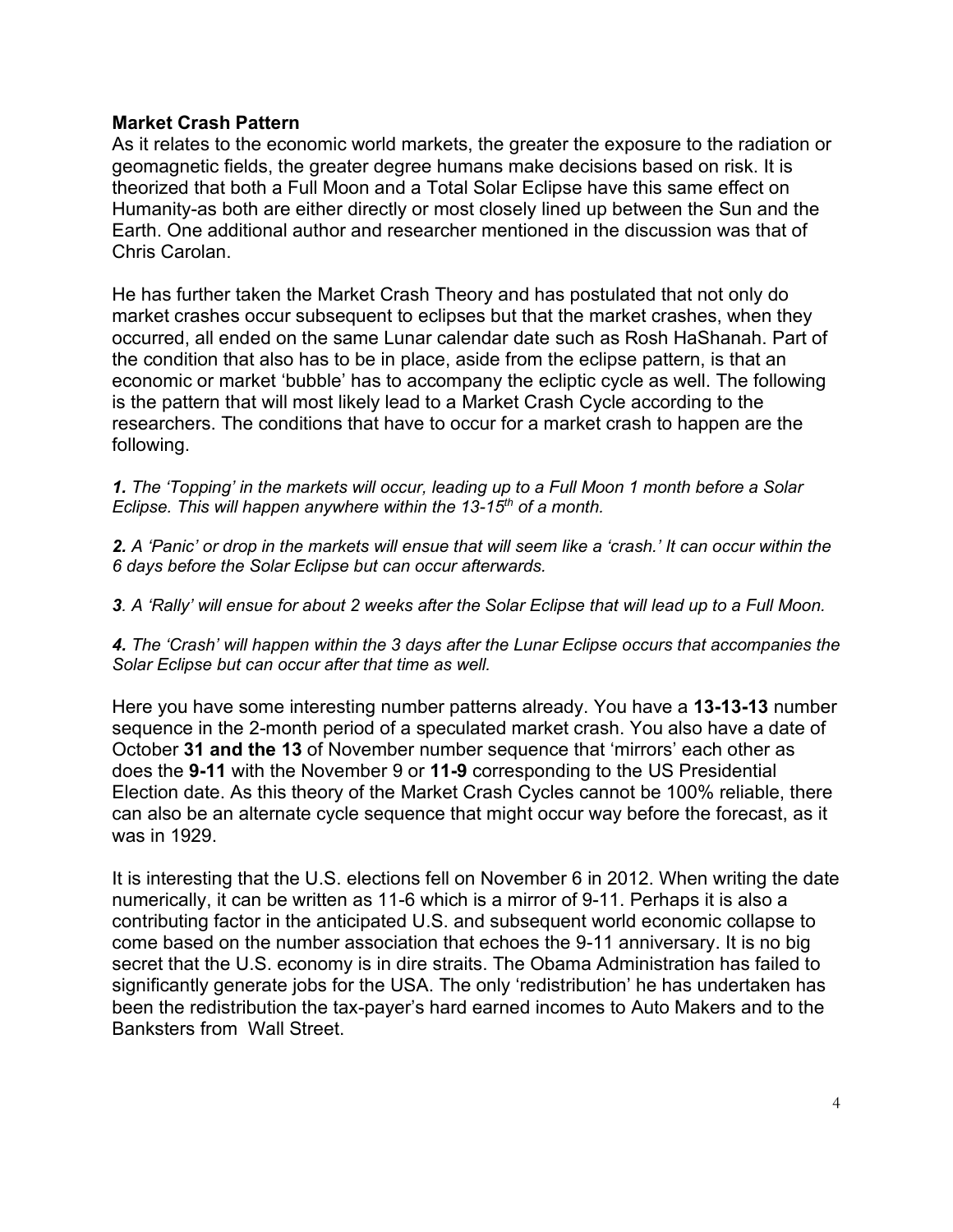**Market Crash Pattern**

As it relates to the economic world markets, the greater the exposure to the radiation or geomagnetic fields, the greater degree humans make decisions based on risk. It is theorized that both a Full Moon and a Total Solar Eclipse have this same effect on Humanity-as both are either directly or most closely lined up between the Sun and the Earth. One additional author and researcher mentioned in the discussion was that of Chris Carolan.

He has further taken the Market Crash Theory and has postulated that not only do market crashes occur subsequent to eclipses but that the market crashes, when they occurred, all ended on the same Lunar calendar date such as Rosh HaShanah. Part of the condition that also has to be in place, aside from the eclipse pattern, is that an economic or market 'bubble' has to accompany the ecliptic cycle as well. The following is the pattern that will most likely lead to a Market Crash Cycle according to the researchers. The conditions that have to occur for a market crash to happen are the following.

***1.*** *The 'Topping' in the markets will occur, leading up to a Full Moon 1 month before a Solar Eclipse. This will happen anywhere within the 13-15th of a month.*

***2.*** *A 'Panic' or drop in the markets will ensue that will seem like a 'crash.' It can occur within the 6 days before the Solar Eclipse but can occur afterwards.*

***3***. *A 'Rally' will ensue for about 2 weeks after the Solar Eclipse that will lead up to a Full Moon.*

***4.*** *The 'Crash' will happen within the 3 days after the Lunar Eclipse occurs that accompanies the Solar Eclipse but can occur after that time as well.*

Here you have some interesting number patterns already. You have a **13-13-13** number sequence in the 2-month period of a speculated market crash. You also have a date of October **31 and the 13** of November number sequence that 'mirrors' each other as does the **9-11** with the November 9 or **11-9** corresponding to the US Presidential Election date. As this theory of the Market Crash Cycles cannot be 100% reliable, there can also be an alternate cycle sequence that might occur way before the forecast, as it was in 1929.

It is interesting that the U.S. elections fell on November 6 in 2012. When writing the date numerically, it can be written as 11-6 which is a mirror of 9-11. Perhaps it is also a contributing factor in the anticipated U.S. and subsequent world economic collapse to come based on the number association that echoes the 9-11 anniversary. It is no big secret that the U.S. economy is in dire straits. The Obama Administration has failed to significantly generate jobs for the USA. The only 'redistribution' he has undertaken has been the redistribution the tax-payer's hard earned incomes to Auto Makers and to the Banksters from Wall Street.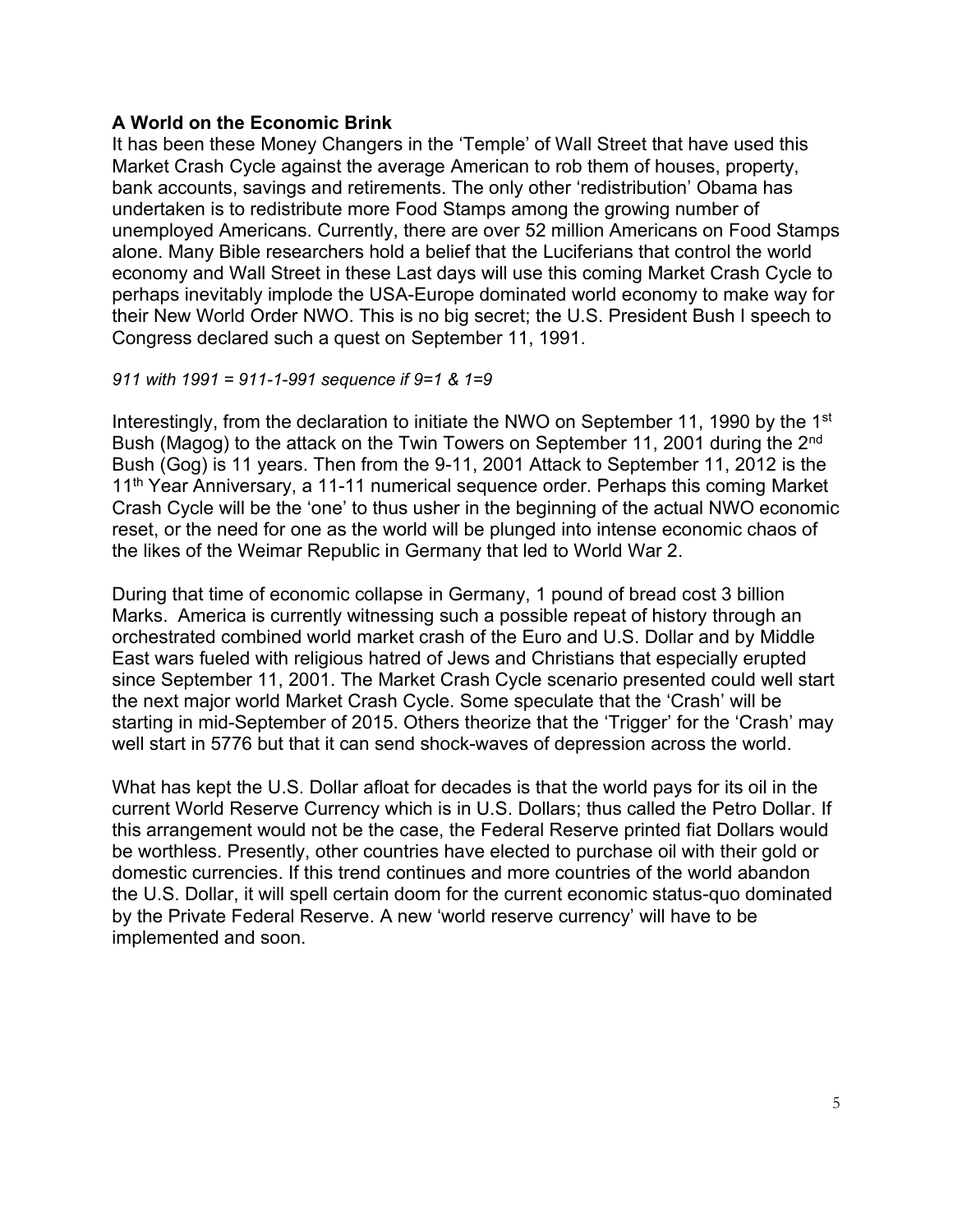**A World on the Economic Brink**

It has been these Money Changers in the 'Temple' of Wall Street that have used this Market Crash Cycle against the average American to rob them of houses, property, bank accounts, savings and retirements. The only other 'redistribution' Obama has undertaken is to redistribute more Food Stamps among the growing number of unemployed Americans. Currently, there are over 52 million Americans on Food Stamps alone. Many Bible researchers hold a belief that the Luciferians that control the world economy and Wall Street in these Last days will use this coming Market Crash Cycle to perhaps inevitably implode the USA-Europe dominated world economy to make way for their New World Order NWO. This is no big secret; the U.S. President Bush I speech to Congress declared such a quest on September 11, 1991.

*911 with 1991 = 911-1-991 sequence if 9=1 & 1=9*

Interestingly, from the declaration to initiate the NWO on September 11, 1990 by the 1st Bush (Magog) to the attack on the Twin Towers on September 11, 2001 during the 2nd Bush (Gog) is 11 years. Then from the 9-11, 2001 Attack to September 11, 2012 is the 11th Year Anniversary, a 11-11 numerical sequence order. Perhaps this coming Market Crash Cycle will be the 'one' to thus usher in the beginning of the actual NWO economic reset, or the need for one as the world will be plunged into intense economic chaos of the likes of the Weimar Republic in Germany that led to World War 2.

During that time of economic collapse in Germany, 1 pound of bread cost 3 billion Marks. America is currently witnessing such a possible repeat of history through an orchestrated combined world market crash of the Euro and U.S. Dollar and by Middle East wars fueled with religious hatred of Jews and Christians that especially erupted since September 11, 2001. The Market Crash Cycle scenario presented could well start the next major world Market Crash Cycle. Some speculate that the 'Crash' will be starting in mid-September of 2015. Others theorize that the 'Trigger' for the 'Crash' may well start in 5776 but that it can send shock-waves of depression across the world.

What has kept the U.S. Dollar afloat for decades is that the world pays for its oil in the current World Reserve Currency which is in U.S. Dollars; thus called the Petro Dollar. If this arrangement would not be the case, the Federal Reserve printed fiat Dollars would be worthless. Presently, other countries have elected to purchase oil with their gold or domestic currencies. If this trend continues and more countries of the world abandon the U.S. Dollar, it will spell certain doom for the current economic status-quo dominated by the Private Federal Reserve. A new 'world reserve currency' will have to be implemented and soon.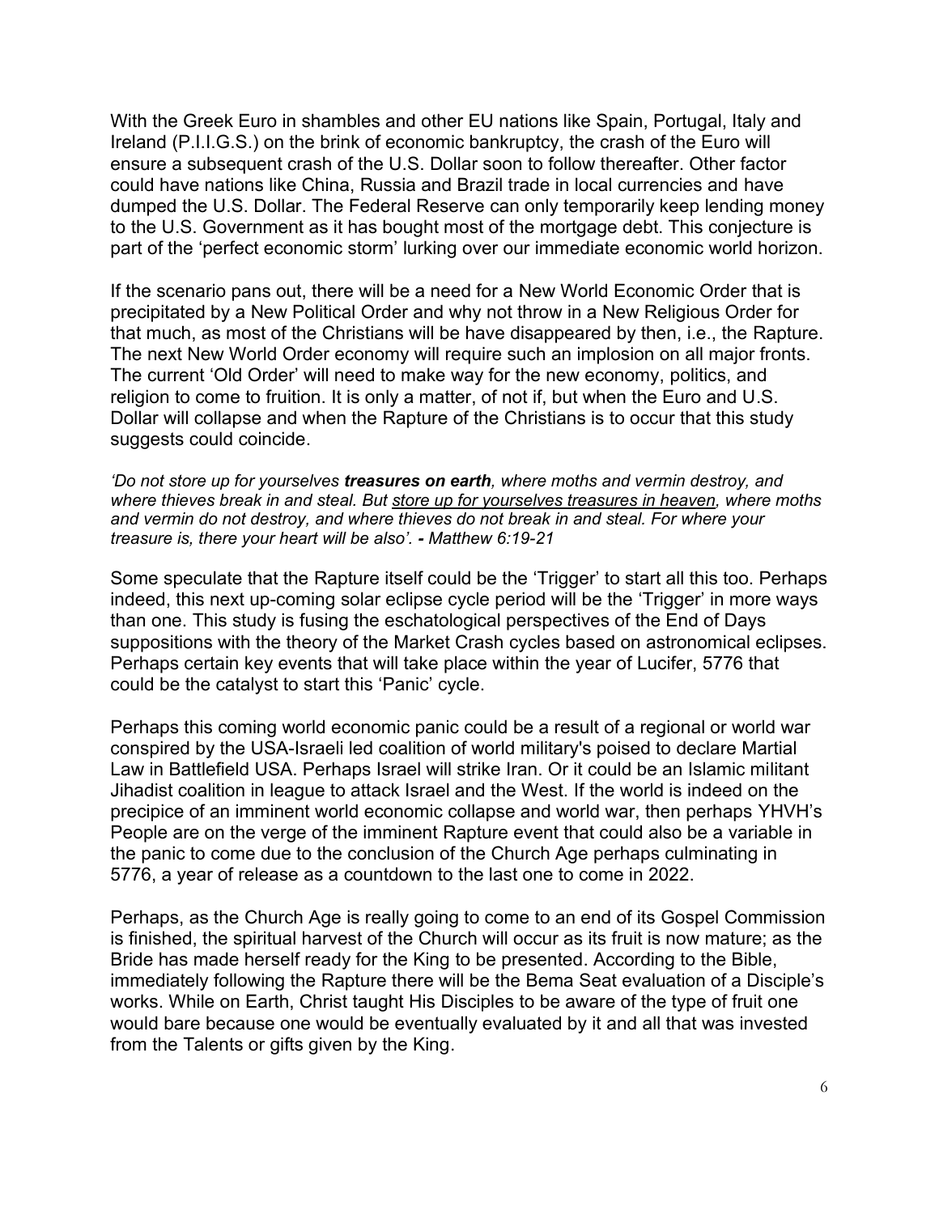With the Greek Euro in shambles and other EU nations like Spain, Portugal, Italy and Ireland (P.I.I.G.S.) on the brink of economic bankruptcy, the crash of the Euro will ensure a subsequent crash of the U.S. Dollar soon to follow thereafter. Other factor could have nations like China, Russia and Brazil trade in local currencies and have dumped the U.S. Dollar. The Federal Reserve can only temporarily keep lending money to the U.S. Government as it has bought most of the mortgage debt. This conjecture is part of the 'perfect economic storm' lurking over our immediate economic world horizon.

If the scenario pans out, there will be a need for a New World Economic Order that is precipitated by a New Political Order and why not throw in a New Religious Order for that much, as most of the Christians will be have disappeared by then, i.e., the Rapture. The next New World Order economy will require such an implosion on all major fronts. The current 'Old Order' will need to make way for the new economy, politics, and religion to come to fruition. It is only a matter, of not if, but when the Euro and U.S. Dollar will collapse and when the Rapture of the Christians is to occur that this study suggests could coincide.

*'Do not store up for yourselves **treasures on earth**, where moths and vermin destroy, and where thieves break in and steal. But <u>store up for yourselves treasures in heaven</u>, where moths and vermin do not destroy, and where thieves do not break in and steal. For where your treasure is, there your heart will be also'. **-** Matthew 6:19-21*

Some speculate that the Rapture itself could be the 'Trigger' to start all this too. Perhaps indeed, this next up-coming solar eclipse cycle period will be the 'Trigger' in more ways than one. This study is fusing the eschatological perspectives of the End of Days suppositions with the theory of the Market Crash cycles based on astronomical eclipses. Perhaps certain key events that will take place within the year of Lucifer, 5776 that could be the catalyst to start this 'Panic' cycle.

Perhaps this coming world economic panic could be a result of a regional or world war conspired by the USA-Israeli led coalition of world military's poised to declare Martial Law in Battlefield USA. Perhaps Israel will strike Iran. Or it could be an Islamic militant Jihadist coalition in league to attack Israel and the West. If the world is indeed on the precipice of an imminent world economic collapse and world war, then perhaps YHVH's People are on the verge of the imminent Rapture event that could also be a variable in the panic to come due to the conclusion of the Church Age perhaps culminating in 5776, a year of release as a countdown to the last one to come in 2022.

Perhaps, as the Church Age is really going to come to an end of its Gospel Commission is finished, the spiritual harvest of the Church will occur as its fruit is now mature; as the Bride has made herself ready for the King to be presented. According to the Bible, immediately following the Rapture there will be the Bema Seat evaluation of a Disciple's works. While on Earth, Christ taught His Disciples to be aware of the type of fruit one would bare because one would be eventually evaluated by it and all that was invested from the Talents or gifts given by the King.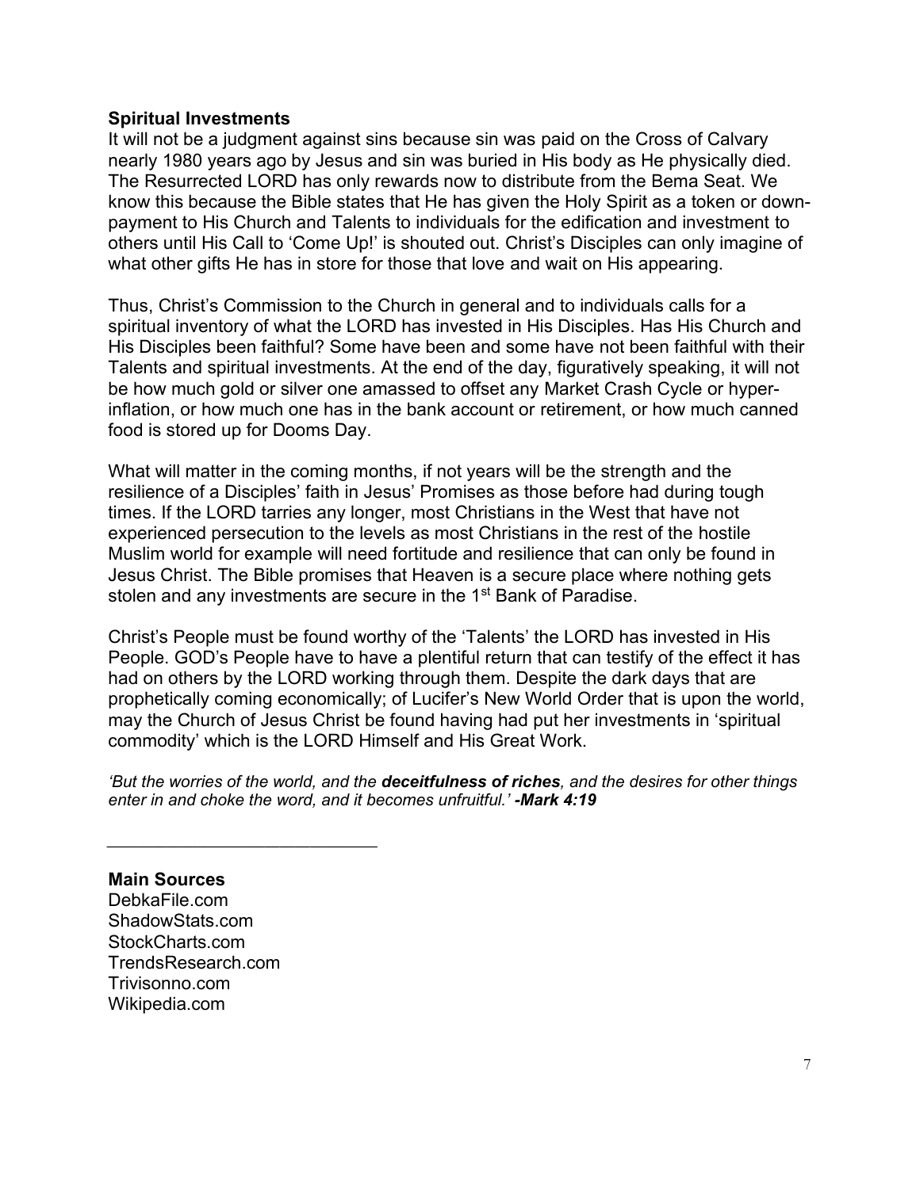**Spiritual Investments**

It will not be a judgment against sins because sin was paid on the Cross of Calvary nearly 1980 years ago by Jesus and sin was buried in His body as He physically died. The Resurrected LORD has only rewards now to distribute from the Bema Seat. We know this because the Bible states that He has given the Holy Spirit as a token or down-payment to His Church and Talents to individuals for the edification and investment to others until His Call to 'Come Up!' is shouted out. Christ's Disciples can only imagine of what other gifts He has in store for those that love and wait on His appearing.

Thus, Christ's Commission to the Church in general and to individuals calls for a spiritual inventory of what the LORD has invested in His Disciples. Has His Church and His Disciples been faithful? Some have been and some have not been faithful with their Talents and spiritual investments. At the end of the day, figuratively speaking, it will not be how much gold or silver one amassed to offset any Market Crash Cycle or hyper-inflation, or how much one has in the bank account or retirement, or how much canned food is stored up for Dooms Day.

What will matter in the coming months, if not years will be the strength and the resilience of a Disciples' faith in Jesus' Promises as those before had during tough times. If the LORD tarries any longer, most Christians in the West that have not experienced persecution to the levels as most Christians in the rest of the hostile Muslim world for example will need fortitude and resilience that can only be found in Jesus Christ. The Bible promises that Heaven is a secure place where nothing gets stolen and any investments are secure in the 1st Bank of Paradise.

Christ's People must be found worthy of the 'Talents' the LORD has invested in His People. GOD's People have to have a plentiful return that can testify of the effect it has had on others by the LORD working through them. Despite the dark days that are prophetically coming economically; of Lucifer's New World Order that is upon the world, may the Church of Jesus Christ be found having had put her investments in 'spiritual commodity' which is the LORD Himself and His Great Work.

*'But the worries of the world, and the **deceitfulness of riches**, and the desires for other things enter in and choke the word, and it becomes unfruitful.' **-Mark 4:19***

---

**Main Sources**

DebkaFile.com
ShadowStats.com
StockCharts.com
TrendsResearch.com
Trivisonno.com
Wikipedia.com